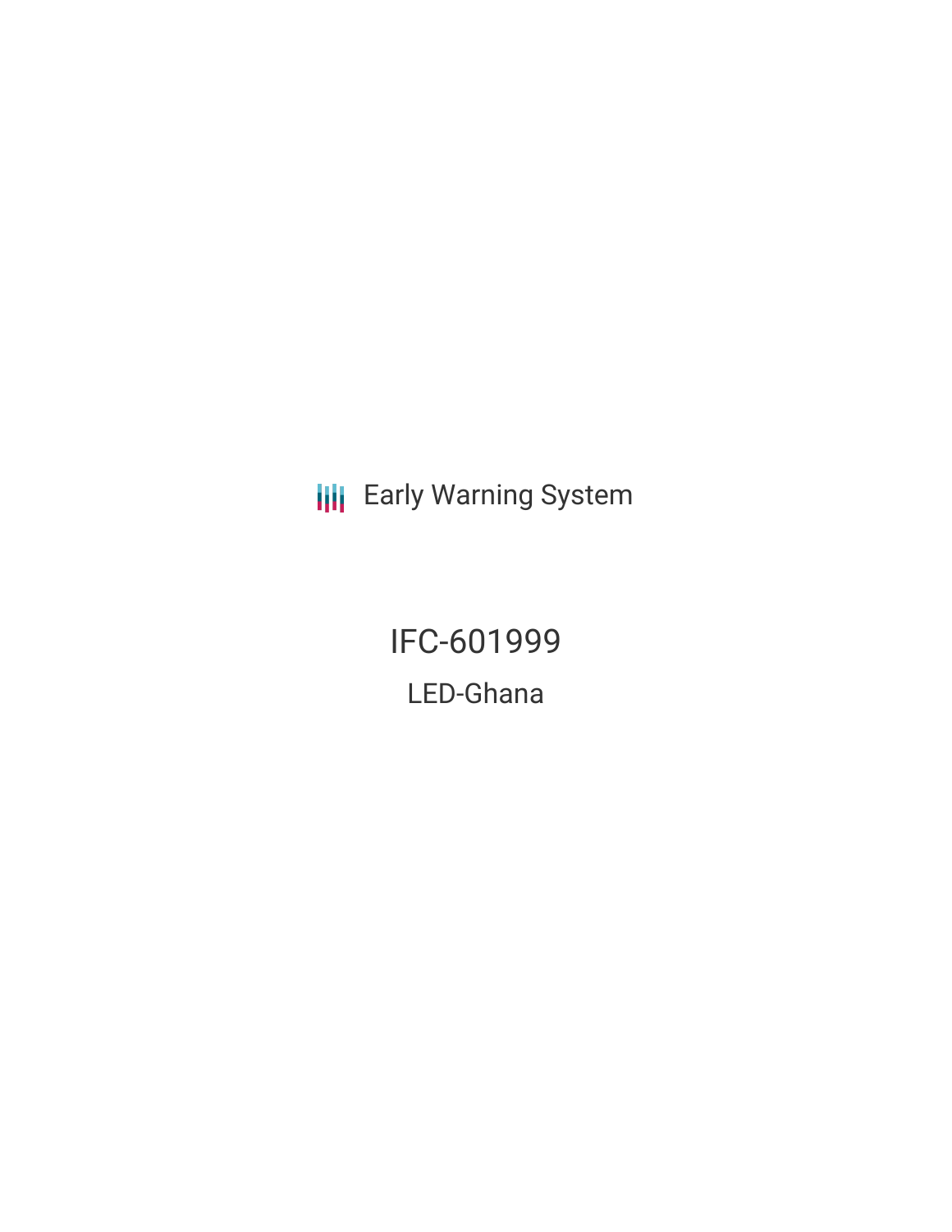Early Warning System

# IFC-601999

## LED-Ghana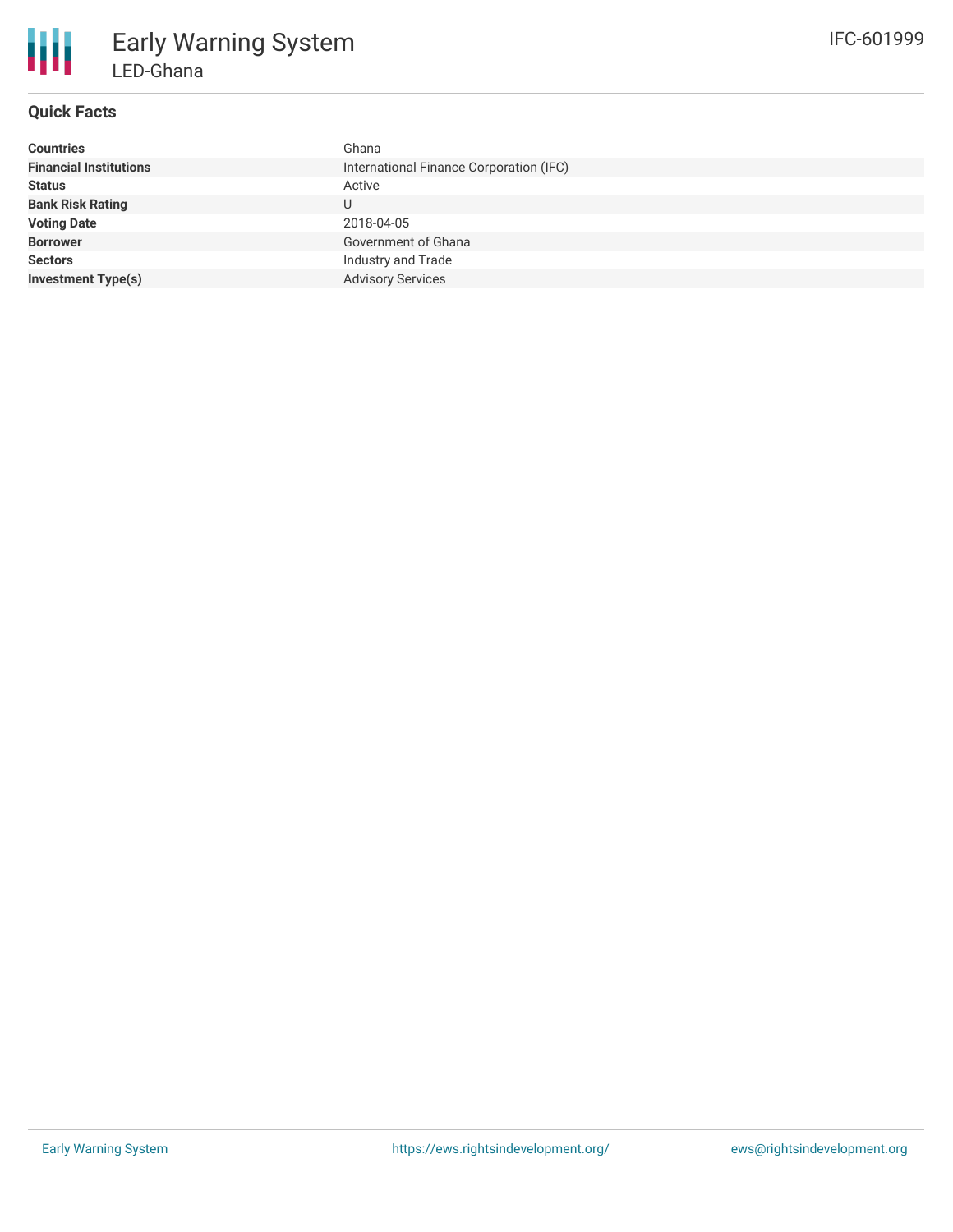# Early Warning System

## LED-Ghana

IFC-601999

### Quick Facts

| | |
|---|---|
| **Countries** | Ghana |
| **Financial Institutions** | International Finance Corporation (IFC) |
| **Status** | Active |
| **Bank Risk Rating** | U |
| **Voting Date** | 2018-04-05 |
| **Borrower** | Government of Ghana |
| **Sectors** | Industry and Trade |
| **Investment Type(s)** | Advisory Services |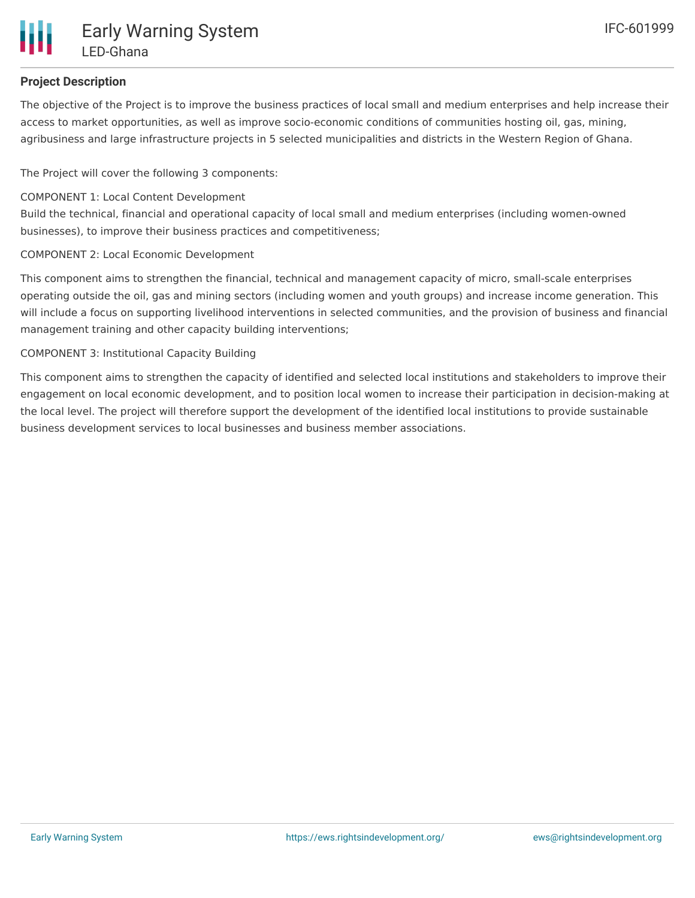## Project Description

The objective of the Project is to improve the business practices of local small and medium enterprises and help increase their access to market opportunities, as well as improve socio-economic conditions of communities hosting oil, gas, mining, agribusiness and large infrastructure projects in 5 selected municipalities and districts in the Western Region of Ghana.

The Project will cover the following 3 components:

COMPONENT 1: Local Content Development
Build the technical, financial and operational capacity of local small and medium enterprises (including women-owned businesses), to improve their business practices and competitiveness;

COMPONENT 2: Local Economic Development

This component aims to strengthen the financial, technical and management capacity of micro, small-scale enterprises operating outside the oil, gas and mining sectors (including women and youth groups) and increase income generation. This will include a focus on supporting livelihood interventions in selected communities, and the provision of business and financial management training and other capacity building interventions;

COMPONENT 3: Institutional Capacity Building

This component aims to strengthen the capacity of identified and selected local institutions and stakeholders to improve their engagement on local economic development, and to position local women to increase their participation in decision-making at the local level. The project will therefore support the development of the identified local institutions to provide sustainable business development services to local businesses and business member associations.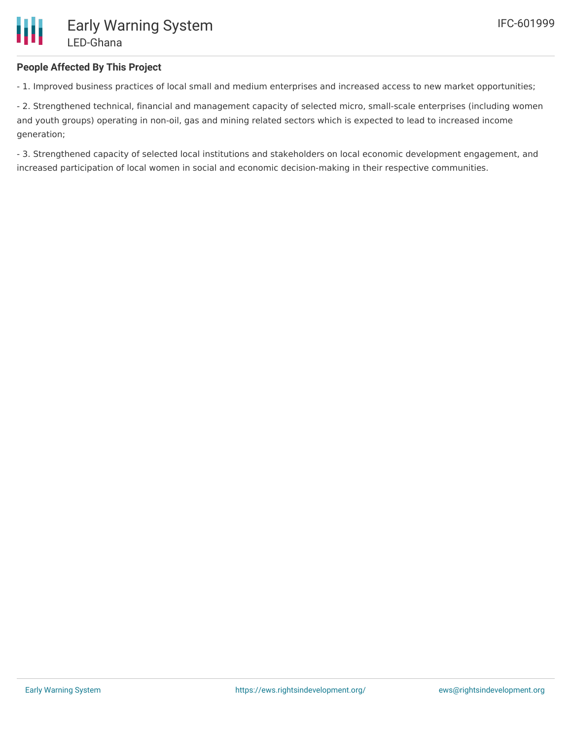**People Affected By This Project**

- 1. Improved business practices of local small and medium enterprises and increased access to new market opportunities;

- 2. Strengthened technical, financial and management capacity of selected micro, small-scale enterprises (including women and youth groups) operating in non-oil, gas and mining related sectors which is expected to lead to increased income generation;

- 3. Strengthened capacity of selected local institutions and stakeholders on local economic development engagement, and increased participation of local women in social and economic decision-making in their respective communities.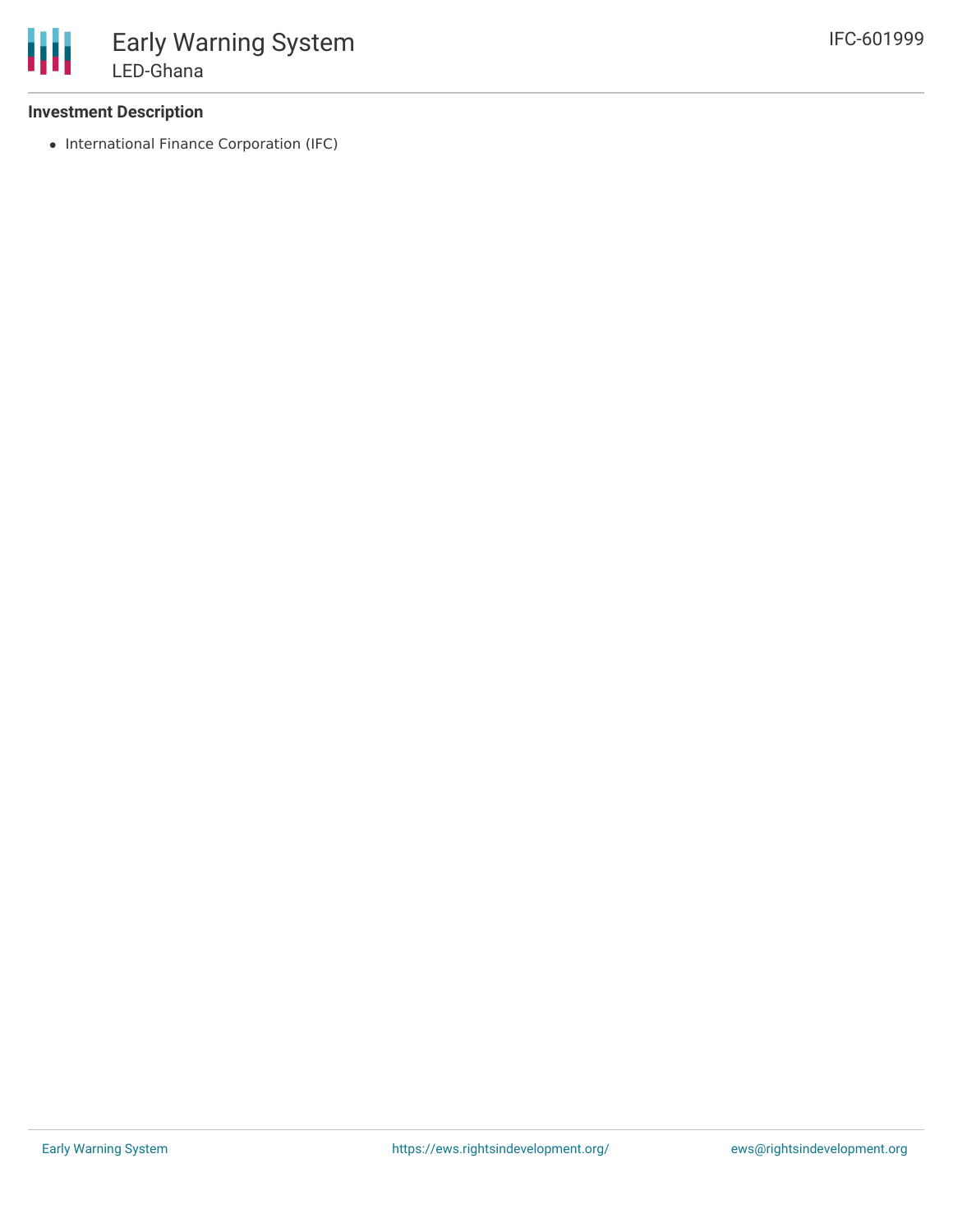### Investment Description

- International Finance Corporation (IFC)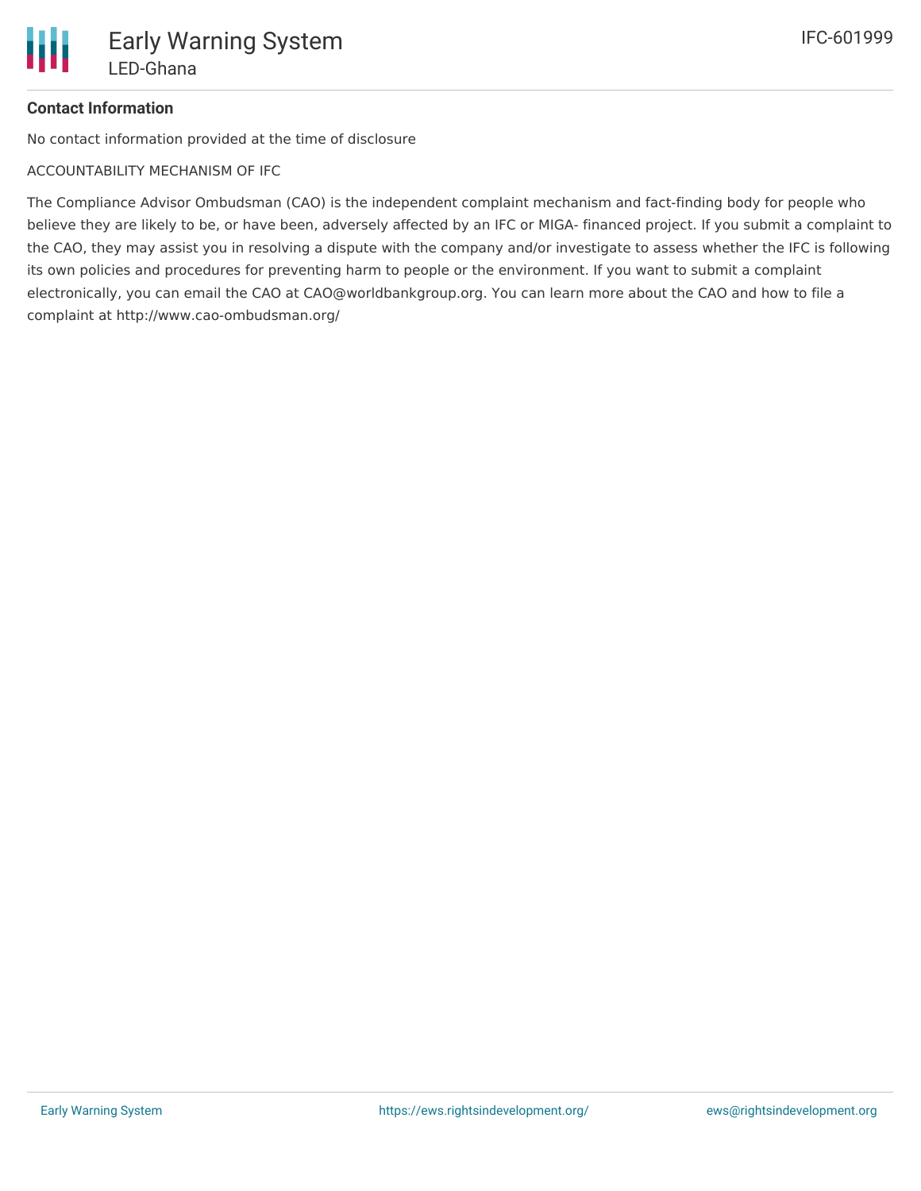**Contact Information**

No contact information provided at the time of disclosure

ACCOUNTABILITY MECHANISM OF IFC

The Compliance Advisor Ombudsman (CAO) is the independent complaint mechanism and fact-finding body for people who believe they are likely to be, or have been, adversely affected by an IFC or MIGA- financed project. If you submit a complaint to the CAO, they may assist you in resolving a dispute with the company and/or investigate to assess whether the IFC is following its own policies and procedures for preventing harm to people or the environment. If you want to submit a complaint electronically, you can email the CAO at CAO@worldbankgroup.org. You can learn more about the CAO and how to file a complaint at http://www.cao-ombudsman.org/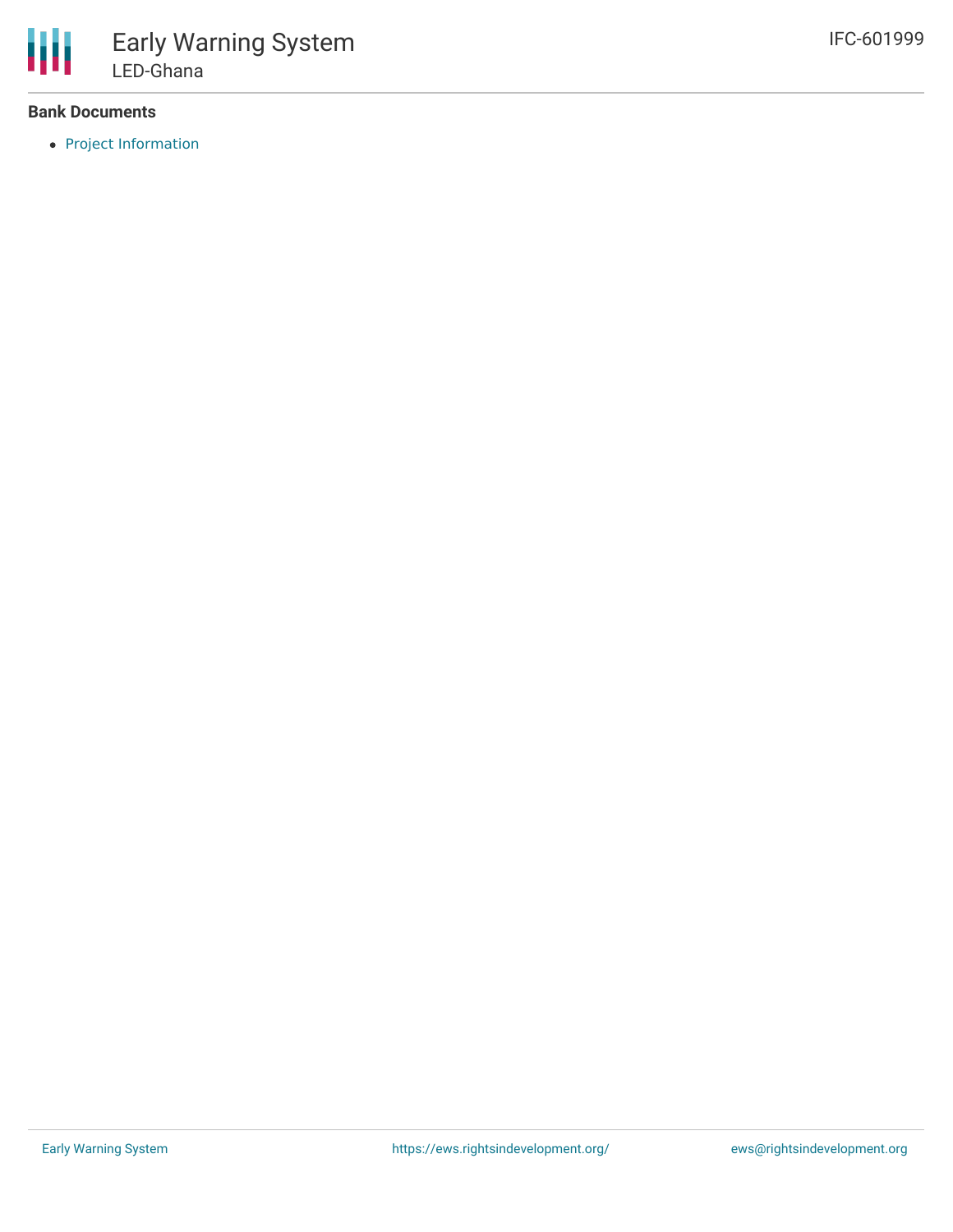**Bank Documents**

- Project Information